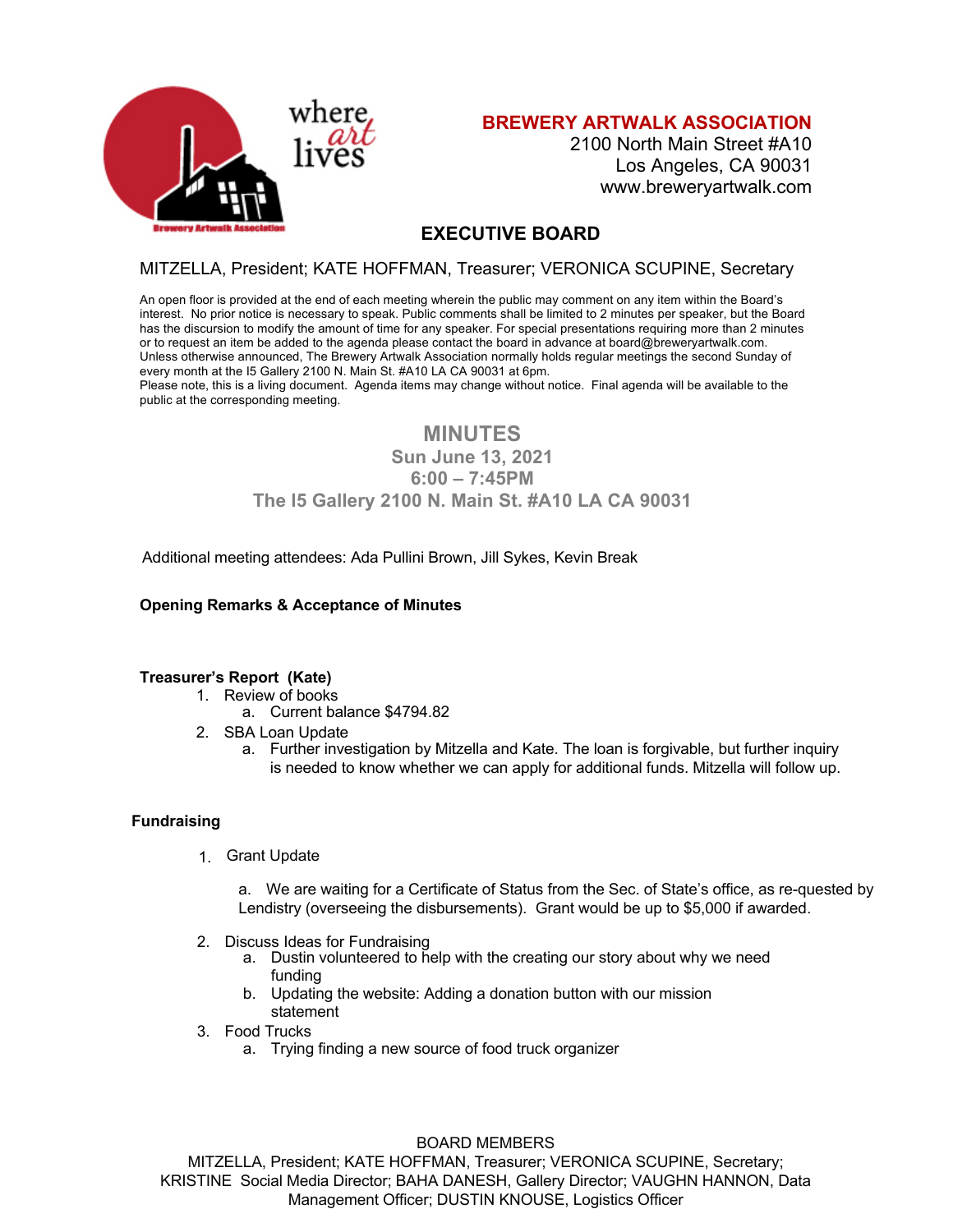where *art* lives

Brewery Artwalk Association

**BREWERY ARTWALK ASSOCIATION**
2100 North Main Street #A10
Los Angeles, CA 90031
www.breweryartwalk.com

## EXECUTIVE BOARD

MITZELLA, President; KATE HOFFMAN, Treasurer; VERONICA SCUPINE, Secretary

An open floor is provided at the end of each meeting wherein the public may comment on any item within the Board's interest. No prior notice is necessary to speak. Public comments shall be limited to 2 minutes per speaker, but the Board has the discursion to modify the amount of time for any speaker. For special presentations requiring more than 2 minutes or to request an item be added to the agenda please contact the board in advance at board@breweryartwalk.com. Unless otherwise announced, The Brewery Artwalk Association normally holds regular meetings the second Sunday of every month at the I5 Gallery 2100 N. Main St. #A10 LA CA 90031 at 6pm.
Please note, this is a living document. Agenda items may change without notice. Final agenda will be available to the public at the corresponding meeting.

## MINUTES

**Sun June 13, 2021**
**6:00 – 7:45PM**
**The I5 Gallery 2100 N. Main St. #A10 LA CA 90031**

Additional meeting attendees: Ada Pullini Brown, Jill Sykes, Kevin Break

**Opening Remarks & Acceptance of Minutes**

**Treasurer's Report (Kate)**

1. Review of books
   a. Current balance $4794.82
2. SBA Loan Update
   a. Further investigation by Mitzella and Kate. The loan is forgivable, but further inquiry is needed to know whether we can apply for additional funds. Mitzella will follow up.

**Fundraising**

1. Grant Update

   a. We are waiting for a Certificate of Status from the Sec. of State's office, as re-quested by Lendistry (overseeing the disbursements). Grant would be up to $5,000 if awarded.

2. Discuss Ideas for Fundraising
   a. Dustin volunteered to help with the creating our story about why we need funding
   b. Updating the website: Adding a donation button with our mission statement
3. Food Trucks
   a. Trying finding a new source of food truck organizer

BOARD MEMBERS
MITZELLA, President; KATE HOFFMAN, Treasurer; VERONICA SCUPINE, Secretary; KRISTINE Social Media Director; BAHA DANESH, Gallery Director; VAUGHN HANNON, Data Management Officer; DUSTIN KNOUSE, Logistics Officer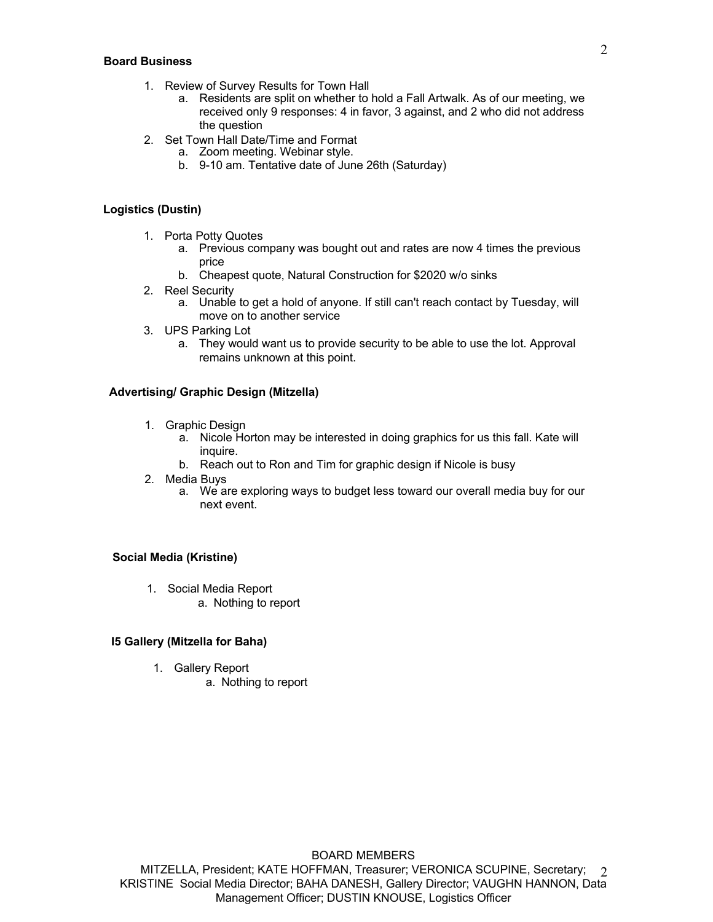**Board Business**

1. Review of Survey Results for Town Hall
   a. Residents are split on whether to hold a Fall Artwalk. As of our meeting, we received only 9 responses: 4 in favor, 3 against, and 2 who did not address the question
2. Set Town Hall Date/Time and Format
   a. Zoom meeting. Webinar style.
   b. 9-10 am. Tentative date of June 26th (Saturday)

**Logistics (Dustin)**

1. Porta Potty Quotes
   a. Previous company was bought out and rates are now 4 times the previous price
   b. Cheapest quote, Natural Construction for $2020 w/o sinks
2. Reel Security
   a. Unable to get a hold of anyone. If still can't reach contact by Tuesday, will move on to another service
3. UPS Parking Lot
   a. They would want us to provide security to be able to use the lot. Approval remains unknown at this point.

**Advertising/ Graphic Design (Mitzella)**

1. Graphic Design
   a. Nicole Horton may be interested in doing graphics for us this fall. Kate will inquire.
   b. Reach out to Ron and Tim for graphic design if Nicole is busy
2. Media Buys
   a. We are exploring ways to budget less toward our overall media buy for our next event.

**Social Media (Kristine)**

1. Social Media Report
   a. Nothing to report

**I5 Gallery (Mitzella for Baha)**

1. Gallery Report
   a. Nothing to report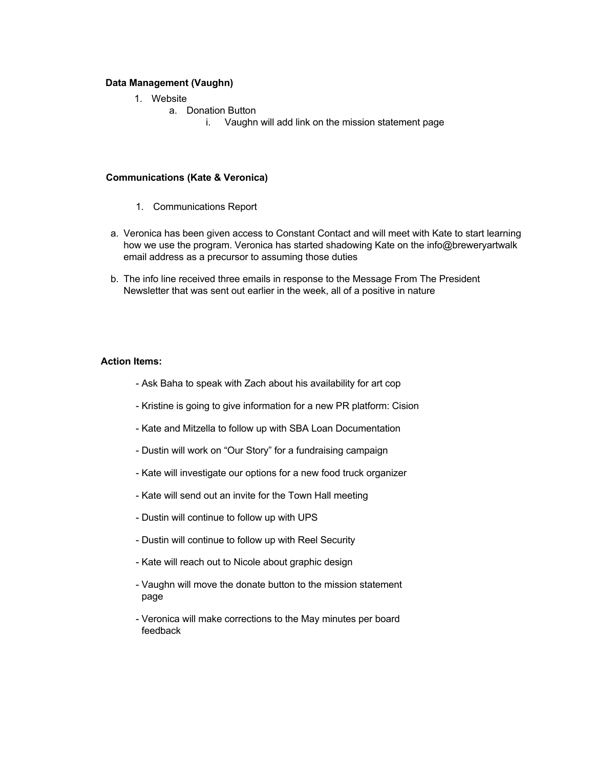**Data Management (Vaughn)**

1. Website
   a. Donation Button
      i. Vaughn will add link on the mission statement page

**Communications (Kate & Veronica)**

1. Communications Report

a. Veronica has been given access to Constant Contact and will meet with Kate to start learning how we use the program. Veronica has started shadowing Kate on the info@breweryartwalk email address as a precursor to assuming those duties

b. The info line received three emails in response to the Message From The President Newsletter that was sent out earlier in the week, all of a positive in nature

**Action Items:**

- Ask Baha to speak with Zach about his availability for art cop
- Kristine is going to give information for a new PR platform: Cision
- Kate and Mitzella to follow up with SBA Loan Documentation
- Dustin will work on "Our Story" for a fundraising campaign
- Kate will investigate our options for a new food truck organizer
- Kate will send out an invite for the Town Hall meeting
- Dustin will continue to follow up with UPS
- Dustin will continue to follow up with Reel Security
- Kate will reach out to Nicole about graphic design
- Vaughn will move the donate button to the mission statement page
- Veronica will make corrections to the May minutes per board feedback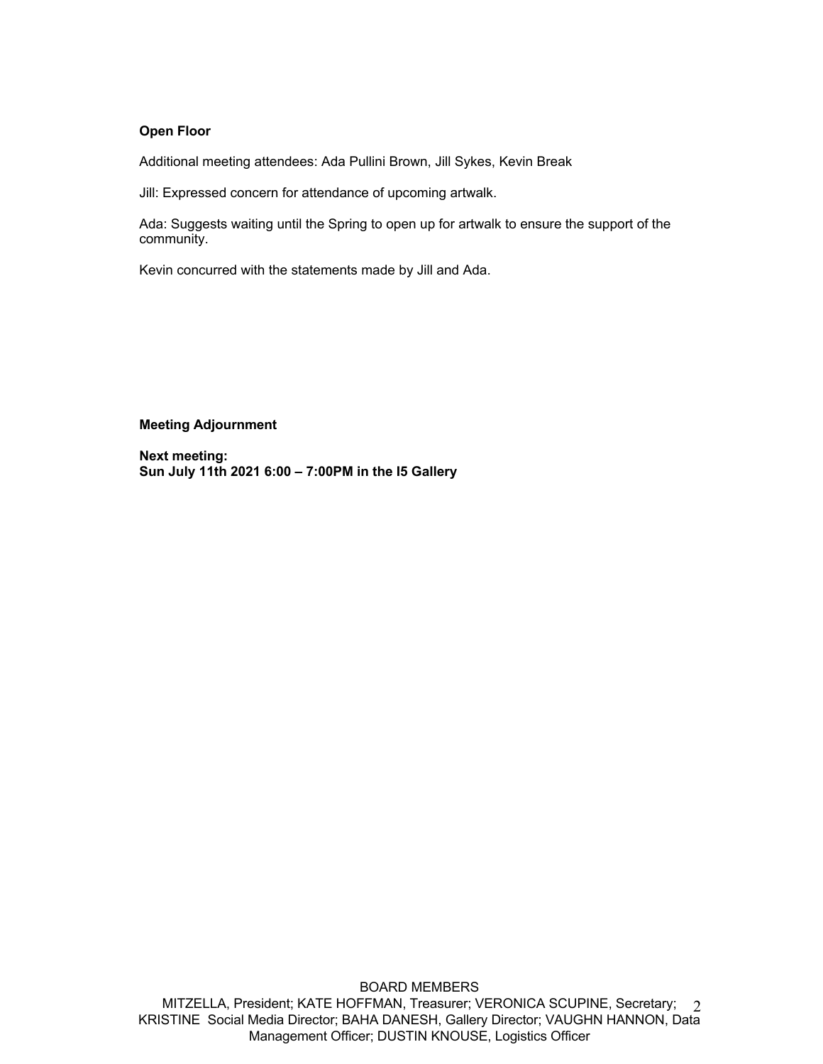**Open Floor**

Additional meeting attendees: Ada Pullini Brown, Jill Sykes, Kevin Break

Jill: Expressed concern for attendance of upcoming artwalk.

Ada: Suggests waiting until the Spring to open up for artwalk to ensure the support of the community.

Kevin concurred with the statements made by Jill and Ada.

**Meeting Adjournment**

**Next meeting:**
**Sun July 11th 2021 6:00 – 7:00PM in the I5 Gallery**